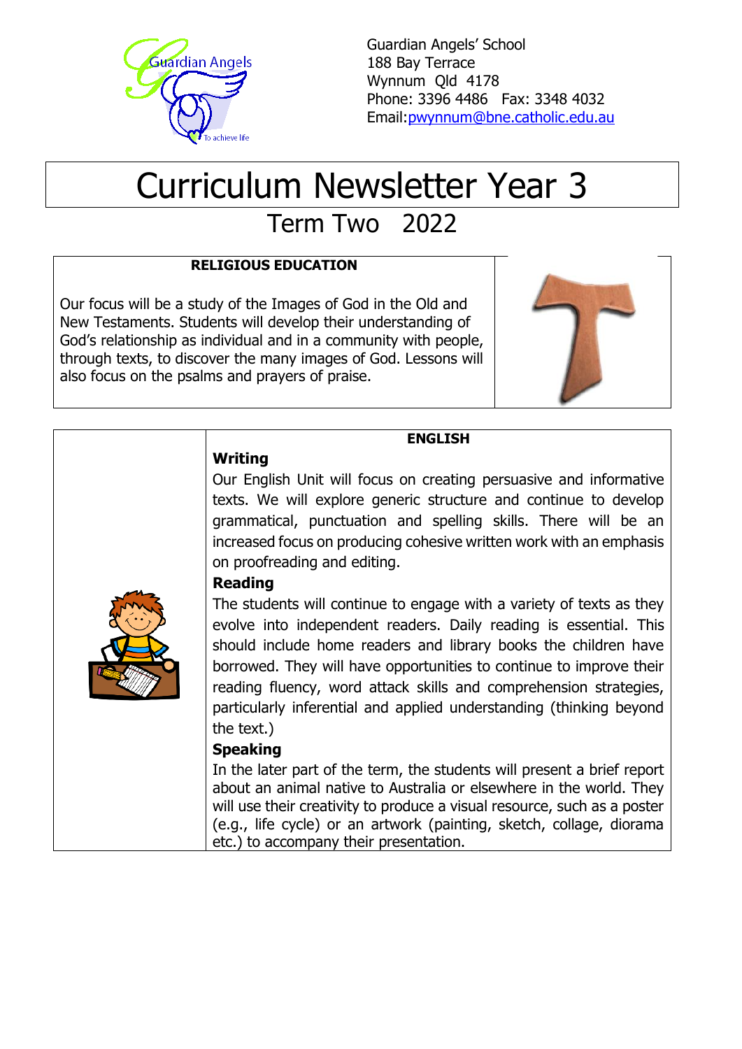Guardian Angels' School
188 Bay Terrace
Wynnum Qld 4178
Phone: 3396 4486 Fax: 3348 4032
Email: pwynnum@bne.catholic.edu.au

# Curriculum Newsletter Year 3

## Term Two 2022

### RELIGIOUS EDUCATION

Our focus will be a study of the Images of God in the Old and New Testaments. Students will develop their understanding of God's relationship as individual and in a community with people, through texts, to discover the many images of God. Lessons will also focus on the psalms and prayers of praise.

### ENGLISH

**Writing**

Our English Unit will focus on creating persuasive and informative texts. We will explore generic structure and continue to develop grammatical, punctuation and spelling skills. There will be an increased focus on producing cohesive written work with an emphasis on proofreading and editing.

**Reading**

The students will continue to engage with a variety of texts as they evolve into independent readers. Daily reading is essential. This should include home readers and library books the children have borrowed. They will have opportunities to continue to improve their reading fluency, word attack skills and comprehension strategies, particularly inferential and applied understanding (thinking beyond the text.)

**Speaking**

In the later part of the term, the students will present a brief report about an animal native to Australia or elsewhere in the world. They will use their creativity to produce a visual resource, such as a poster (e.g., life cycle) or an artwork (painting, sketch, collage, diorama etc.) to accompany their presentation.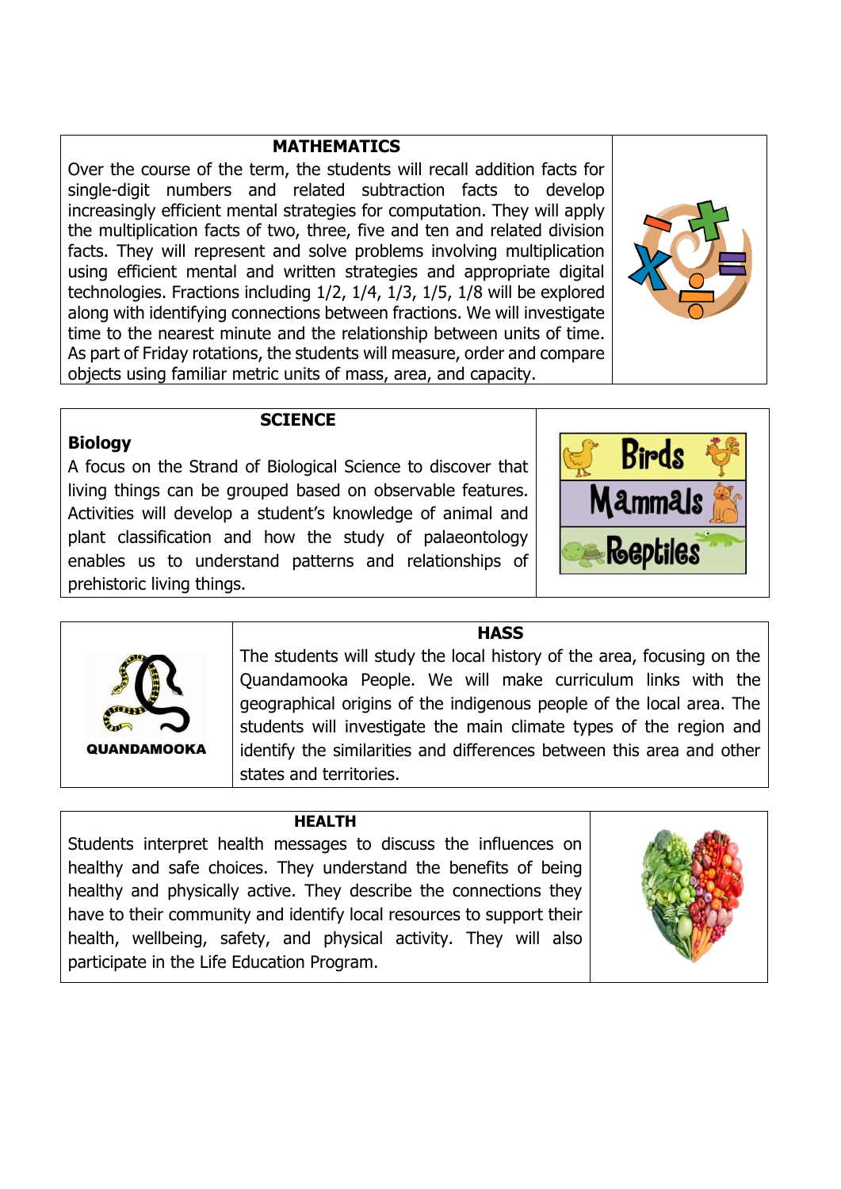## MATHEMATICS

Over the course of the term, the students will recall addition facts for single-digit numbers and related subtraction facts to develop increasingly efficient mental strategies for computation. They will apply the multiplication facts of two, three, five and ten and related division facts. They will represent and solve problems involving multiplication using efficient mental and written strategies and appropriate digital technologies. Fractions including 1/2, 1/4, 1/3, 1/5, 1/8 will be explored along with identifying connections between fractions. We will investigate time to the nearest minute and the relationship between units of time. As part of Friday rotations, the students will measure, order and compare objects using familiar metric units of mass, area, and capacity.

## SCIENCE

**Biology**

A focus on the Strand of Biological Science to discover that living things can be grouped based on observable features. Activities will develop a student's knowledge of animal and plant classification and how the study of palaeontology enables us to understand patterns and relationships of prehistoric living things.

## HASS

QUANDAMOOKA

The students will study the local history of the area, focusing on the Quandamooka People. We will make curriculum links with the geographical origins of the indigenous people of the local area. The students will investigate the main climate types of the region and identify the similarities and differences between this area and other states and territories.

## HEALTH

Students interpret health messages to discuss the influences on healthy and safe choices. They understand the benefits of being healthy and physically active. They describe the connections they have to their community and identify local resources to support their health, wellbeing, safety, and physical activity. They will also participate in the Life Education Program.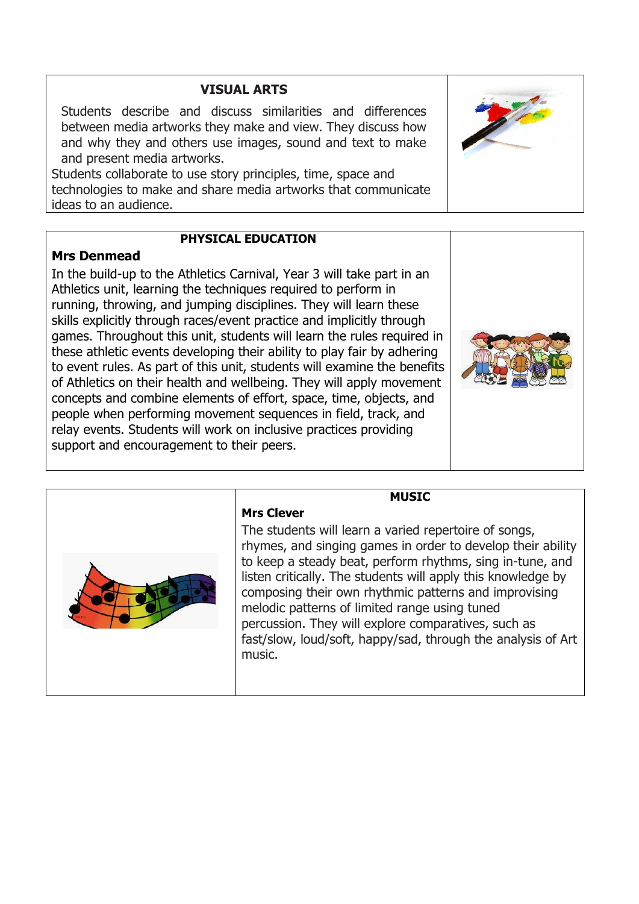## VISUAL ARTS

Students describe and discuss similarities and differences between media artworks they make and view. They discuss how and why they and others use images, sound and text to make and present media artworks.

Students collaborate to use story principles, time, space and technologies to make and share media artworks that communicate ideas to an audience.

## PHYSICAL EDUCATION

**Mrs Denmead**

In the build-up to the Athletics Carnival, Year 3 will take part in an Athletics unit, learning the techniques required to perform in running, throwing, and jumping disciplines. They will learn these skills explicitly through races/event practice and implicitly through games. Throughout this unit, students will learn the rules required in these athletic events developing their ability to play fair by adhering to event rules. As part of this unit, students will examine the benefits of Athletics on their health and wellbeing. They will apply movement concepts and combine elements of effort, space, time, objects, and people when performing movement sequences in field, track, and relay events. Students will work on inclusive practices providing support and encouragement to their peers.

## MUSIC

**Mrs Clever**

The students will learn a varied repertoire of songs, rhymes, and singing games in order to develop their ability to keep a steady beat, perform rhythms, sing in-tune, and listen critically. The students will apply this knowledge by composing their own rhythmic patterns and improvising melodic patterns of limited range using tuned percussion. They will explore comparatives, such as fast/slow, loud/soft, happy/sad, through the analysis of Art music.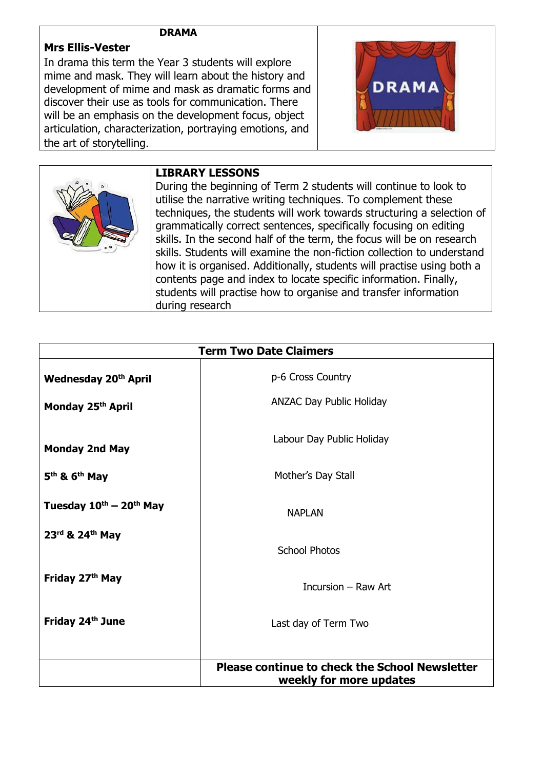## DRAMA

**Mrs Ellis-Vester**

In drama this term the Year 3 students will explore mime and mask. They will learn about the history and development of mime and mask as dramatic forms and discover their use as tools for communication. There will be an emphasis on the development focus, object articulation, characterization, portraying emotions, and the art of storytelling.

## LIBRARY LESSONS

During the beginning of Term 2 students will continue to look to utilise the narrative writing techniques. To complement these techniques, the students will work towards structuring a selection of grammatically correct sentences, specifically focusing on editing skills. In the second half of the term, the focus will be on research skills. Students will examine the non-fiction collection to understand how it is organised. Additionally, students will practise using both a contents page and index to locate specific information. Finally, students will practise how to organise and transfer information during research

| Term Two Date Claimers | |
|---|---|
| **Wednesday 20th April** | p-6 Cross Country |
| **Monday 25th April** | ANZAC Day Public Holiday |
| **Monday 2nd May** | Labour Day Public Holiday |
| **5th & 6th May** | Mother's Day Stall |
| **Tuesday 10th – 20th May** | NAPLAN |
| **23rd & 24th May** | School Photos |
| **Friday 27th May** | Incursion – Raw Art |
| **Friday 24th June** | Last day of Term Two |
| | **Please continue to check the School Newsletter weekly for more updates** |